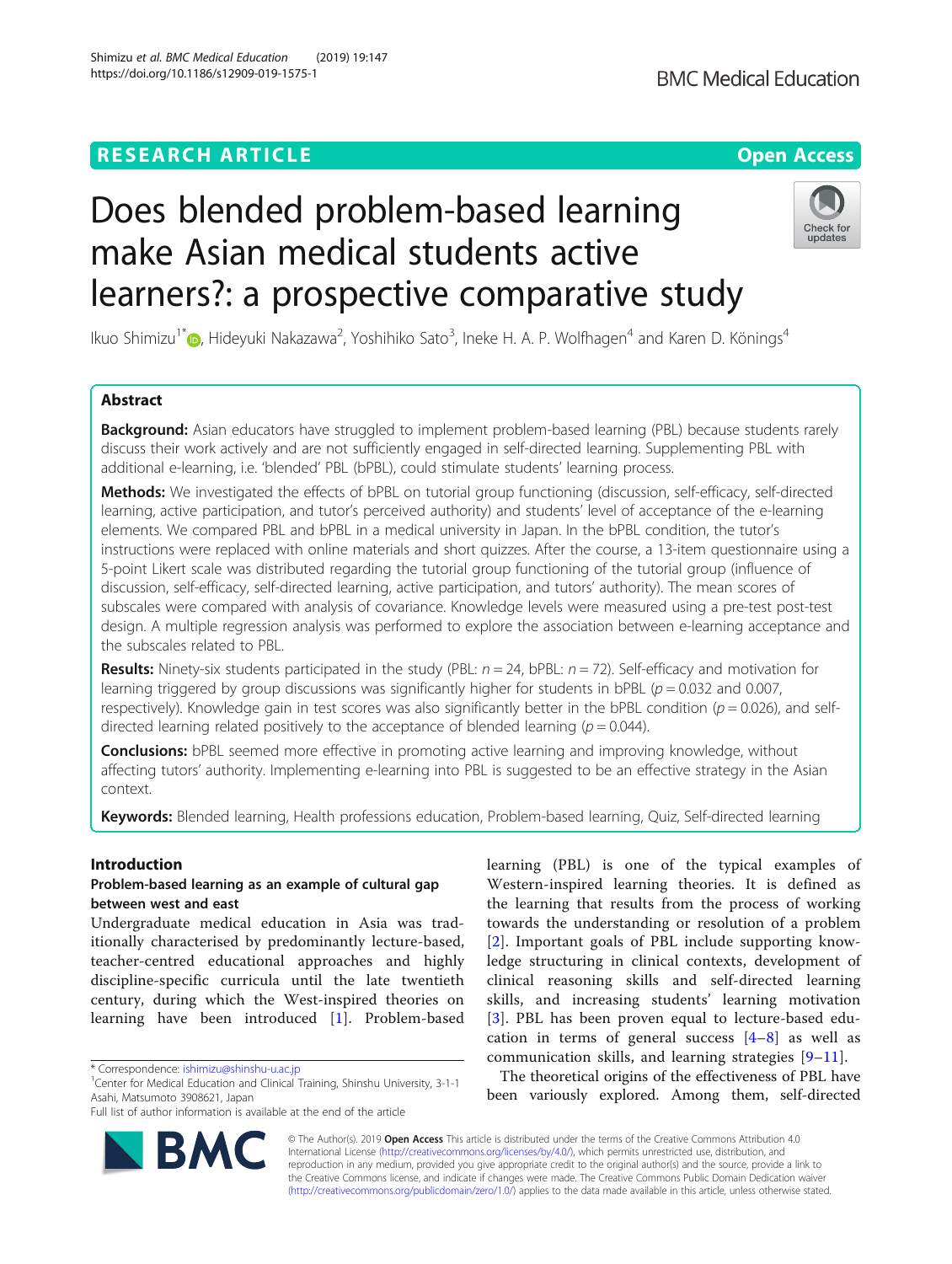# Does blended problem-based learning make Asian medical students active learners?: a prospective comparative study

Ikuo Shimizu[1*], Hideyuki Nakazawa[2], Yoshihiko Sato[3], Ineke H. A. P. Wolfhagen[4] and Karen D. Könings[4]

## Abstract

**Background:** Asian educators have struggled to implement problem-based learning (PBL) because students rarely discuss their work actively and are not sufficiently engaged in self-directed learning. Supplementing PBL with additional e-learning, i.e. 'blended' PBL (bPBL), could stimulate students' learning process.

**Methods:** We investigated the effects of bPBL on tutorial group functioning (discussion, self-efficacy, self-directed learning, active participation, and tutor's perceived authority) and students' level of acceptance of the e-learning elements. We compared PBL and bPBL in a medical university in Japan. In the bPBL condition, the tutor's instructions were replaced with online materials and short quizzes. After the course, a 13-item questionnaire using a 5-point Likert scale was distributed regarding the tutorial group functioning of the tutorial group (influence of discussion, self-efficacy, self-directed learning, active participation, and tutors' authority). The mean scores of subscales were compared with analysis of covariance. Knowledge levels were measured using a pre-test post-test design. A multiple regression analysis was performed to explore the association between e-learning acceptance and the subscales related to PBL.

**Results:** Ninety-six students participated in the study (PBL: $n = 24$, bPBL: $n = 72$). Self-efficacy and motivation for learning triggered by group discussions was significantly higher for students in bPBL ($p = 0.032$ and 0.007, respectively). Knowledge gain in test scores was also significantly better in the bPBL condition ($p = 0.026$), and self-directed learning related positively to the acceptance of blended learning ($p = 0.044$).

**Conclusions:** bPBL seemed more effective in promoting active learning and improving knowledge, without affecting tutors' authority. Implementing e-learning into PBL is suggested to be an effective strategy in the Asian context.

**Keywords:** Blended learning, Health professions education, Problem-based learning, Quiz, Self-directed learning

## Introduction

### Problem-based learning as an example of cultural gap between west and east

Undergraduate medical education in Asia was traditionally characterised by predominantly lecture-based, teacher-centred educational approaches and highly discipline-specific curricula until the late twentieth century, during which the West-inspired theories on learning have been introduced [1]. Problem-based learning (PBL) is one of the typical examples of Western-inspired learning theories. It is defined as the learning that results from the process of working towards the understanding or resolution of a problem [2]. Important goals of PBL include supporting knowledge structuring in clinical contexts, development of clinical reasoning skills and self-directed learning skills, and increasing students' learning motivation [3]. PBL has been proven equal to lecture-based education in terms of general success [4–8] as well as communication skills, and learning strategies [9–11].

The theoretical origins of the effectiveness of PBL have been variously explored. Among them, self-directed

* Correspondence: ishimizu@shinshu-u.ac.jp
[1]Center for Medical Education and Clinical Training, Shinshu University, 3-1-1 Asahi, Matsumoto 3908621, Japan
Full list of author information is available at the end of the article

© The Author(s). 2019 **Open Access** This article is distributed under the terms of the Creative Commons Attribution 4.0 International License (http://creativecommons.org/licenses/by/4.0/), which permits unrestricted use, distribution, and reproduction in any medium, provided you give appropriate credit to the original author(s) and the source, provide a link to the Creative Commons license, and indicate if changes were made. The Creative Commons Public Domain Dedication waiver (http://creativecommons.org/publicdomain/zero/1.0/) applies to the data made available in this article, unless otherwise stated.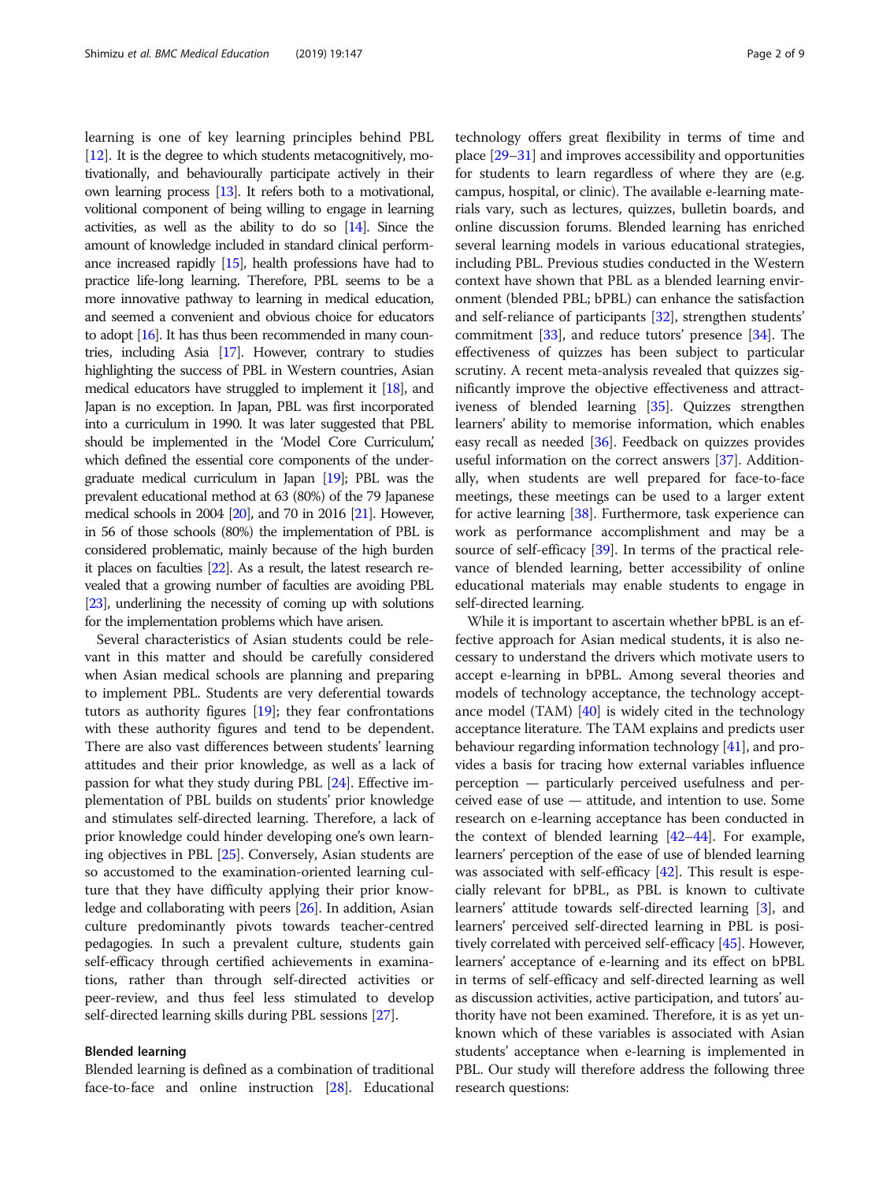learning is one of key learning principles behind PBL [12]. It is the degree to which students metacognitively, motivationally, and behaviourally participate actively in their own learning process [13]. It refers both to a motivational, volitional component of being willing to engage in learning activities, as well as the ability to do so [14]. Since the amount of knowledge included in standard clinical performance increased rapidly [15], health professions have had to practice life-long learning. Therefore, PBL seems to be a more innovative pathway to learning in medical education, and seemed a convenient and obvious choice for educators to adopt [16]. It has thus been recommended in many countries, including Asia [17]. However, contrary to studies highlighting the success of PBL in Western countries, Asian medical educators have struggled to implement it [18], and Japan is no exception. In Japan, PBL was first incorporated into a curriculum in 1990. It was later suggested that PBL should be implemented in the 'Model Core Curriculum,' which defined the essential core components of the undergraduate medical curriculum in Japan [19]; PBL was the prevalent educational method at 63 (80%) of the 79 Japanese medical schools in 2004 [20], and 70 in 2016 [21]. However, in 56 of those schools (80%) the implementation of PBL is considered problematic, mainly because of the high burden it places on faculties [22]. As a result, the latest research revealed that a growing number of faculties are avoiding PBL [23], underlining the necessity of coming up with solutions for the implementation problems which have arisen.

Several characteristics of Asian students could be relevant in this matter and should be carefully considered when Asian medical schools are planning and preparing to implement PBL. Students are very deferential towards tutors as authority figures [19]; they fear confrontations with these authority figures and tend to be dependent. There are also vast differences between students' learning attitudes and their prior knowledge, as well as a lack of passion for what they study during PBL [24]. Effective implementation of PBL builds on students' prior knowledge and stimulates self-directed learning. Therefore, a lack of prior knowledge could hinder developing one's own learning objectives in PBL [25]. Conversely, Asian students are so accustomed to the examination-oriented learning culture that they have difficulty applying their prior knowledge and collaborating with peers [26]. In addition, Asian culture predominantly pivots towards teacher-centred pedagogies. In such a prevalent culture, students gain self-efficacy through certified achievements in examinations, rather than through self-directed activities or peer-review, and thus feel less stimulated to develop self-directed learning skills during PBL sessions [27].

### Blended learning

Blended learning is defined as a combination of traditional face-to-face and online instruction [28]. Educational technology offers great flexibility in terms of time and place [29–31] and improves accessibility and opportunities for students to learn regardless of where they are (e.g. campus, hospital, or clinic). The available e-learning materials vary, such as lectures, quizzes, bulletin boards, and online discussion forums. Blended learning has enriched several learning models in various educational strategies, including PBL. Previous studies conducted in the Western context have shown that PBL as a blended learning environment (blended PBL; bPBL) can enhance the satisfaction and self-reliance of participants [32], strengthen students' commitment [33], and reduce tutors' presence [34]. The effectiveness of quizzes has been subject to particular scrutiny. A recent meta-analysis revealed that quizzes significantly improve the objective effectiveness and attractiveness of blended learning [35]. Quizzes strengthen learners' ability to memorise information, which enables easy recall as needed [36]. Feedback on quizzes provides useful information on the correct answers [37]. Additionally, when students are well prepared for face-to-face meetings, these meetings can be used to a larger extent for active learning [38]. Furthermore, task experience can work as performance accomplishment and may be a source of self-efficacy [39]. In terms of the practical relevance of blended learning, better accessibility of online educational materials may enable students to engage in self-directed learning.

While it is important to ascertain whether bPBL is an effective approach for Asian medical students, it is also necessary to understand the drivers which motivate users to accept e-learning in bPBL. Among several theories and models of technology acceptance, the technology acceptance model (TAM) [40] is widely cited in the technology acceptance literature. The TAM explains and predicts user behaviour regarding information technology [41], and provides a basis for tracing how external variables influence perception — particularly perceived usefulness and perceived ease of use — attitude, and intention to use. Some research on e-learning acceptance has been conducted in the context of blended learning [42–44]. For example, learners' perception of the ease of use of blended learning was associated with self-efficacy [42]. This result is especially relevant for bPBL, as PBL is known to cultivate learners' attitude towards self-directed learning [3], and learners' perceived self-directed learning in PBL is positively correlated with perceived self-efficacy [45]. However, learners' acceptance of e-learning and its effect on bPBL in terms of self-efficacy and self-directed learning as well as discussion activities, active participation, and tutors' authority have not been examined. Therefore, it is as yet unknown which of these variables is associated with Asian students' acceptance when e-learning is implemented in PBL. Our study will therefore address the following three research questions: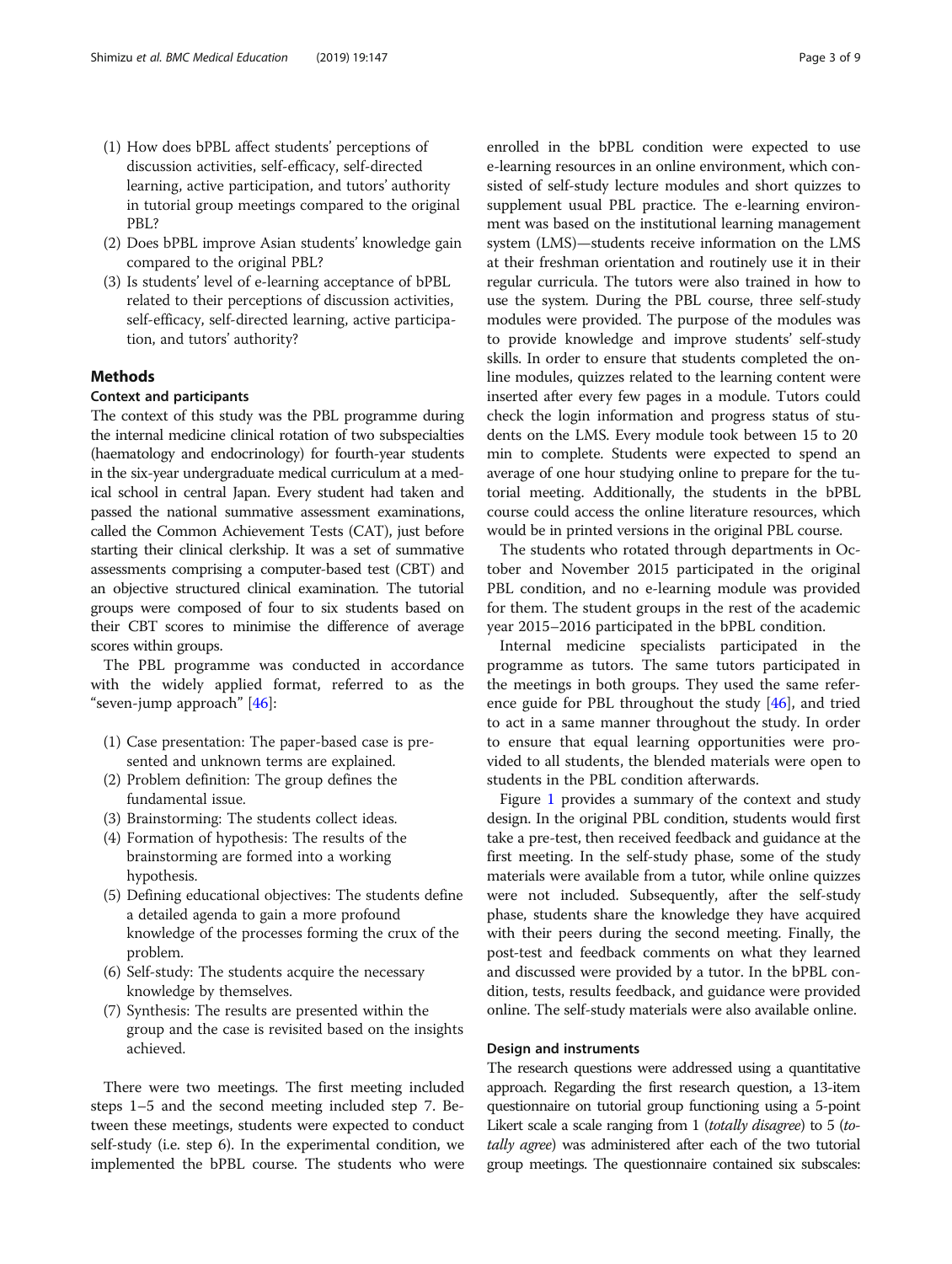(1) How does bPBL affect students' perceptions of discussion activities, self-efficacy, self-directed learning, active participation, and tutors' authority in tutorial group meetings compared to the original PBL?
(2) Does bPBL improve Asian students' knowledge gain compared to the original PBL?
(3) Is students' level of e-learning acceptance of bPBL related to their perceptions of discussion activities, self-efficacy, self-directed learning, active participation, and tutors' authority?

## Methods

### Context and participants

The context of this study was the PBL programme during the internal medicine clinical rotation of two subspecialties (haematology and endocrinology) for fourth-year students in the six-year undergraduate medical curriculum at a medical school in central Japan. Every student had taken and passed the national summative assessment examinations, called the Common Achievement Tests (CAT), just before starting their clinical clerkship. It was a set of summative assessments comprising a computer-based test (CBT) and an objective structured clinical examination. The tutorial groups were composed of four to six students based on their CBT scores to minimise the difference of average scores within groups.

The PBL programme was conducted in accordance with the widely applied format, referred to as the "seven-jump approach" [46]:

(1) Case presentation: The paper-based case is presented and unknown terms are explained.
(2) Problem definition: The group defines the fundamental issue.
(3) Brainstorming: The students collect ideas.
(4) Formation of hypothesis: The results of the brainstorming are formed into a working hypothesis.
(5) Defining educational objectives: The students define a detailed agenda to gain a more profound knowledge of the processes forming the crux of the problem.
(6) Self-study: The students acquire the necessary knowledge by themselves.
(7) Synthesis: The results are presented within the group and the case is revisited based on the insights achieved.

There were two meetings. The first meeting included steps 1–5 and the second meeting included step 7. Between these meetings, students were expected to conduct self-study (i.e. step 6). In the experimental condition, we implemented the bPBL course. The students who were enrolled in the bPBL condition were expected to use e-learning resources in an online environment, which consisted of self-study lecture modules and short quizzes to supplement usual PBL practice. The e-learning environment was based on the institutional learning management system (LMS)—students receive information on the LMS at their freshman orientation and routinely use it in their regular curricula. The tutors were also trained in how to use the system. During the PBL course, three self-study modules were provided. The purpose of the modules was to provide knowledge and improve students' self-study skills. In order to ensure that students completed the online modules, quizzes related to the learning content were inserted after every few pages in a module. Tutors could check the login information and progress status of students on the LMS. Every module took between 15 to 20 min to complete. Students were expected to spend an average of one hour studying online to prepare for the tutorial meeting. Additionally, the students in the bPBL course could access the online literature resources, which would be in printed versions in the original PBL course.

The students who rotated through departments in October and November 2015 participated in the original PBL condition, and no e-learning module was provided for them. The student groups in the rest of the academic year 2015–2016 participated in the bPBL condition.

Internal medicine specialists participated in the programme as tutors. The same tutors participated in the meetings in both groups. They used the same reference guide for PBL throughout the study [46], and tried to act in a same manner throughout the study. In order to ensure that equal learning opportunities were provided to all students, the blended materials were open to students in the PBL condition afterwards.

Figure 1 provides a summary of the context and study design. In the original PBL condition, students would first take a pre-test, then received feedback and guidance at the first meeting. In the self-study phase, some of the study materials were available from a tutor, while online quizzes were not included. Subsequently, after the self-study phase, students share the knowledge they have acquired with their peers during the second meeting. Finally, the post-test and feedback comments on what they learned and discussed were provided by a tutor. In the bPBL condition, tests, results feedback, and guidance were provided online. The self-study materials were also available online.

### Design and instruments

The research questions were addressed using a quantitative approach. Regarding the first research question, a 13-item questionnaire on tutorial group functioning using a 5-point Likert scale a scale ranging from 1 (*totally disagree*) to 5 (*totally agree*) was administered after each of the two tutorial group meetings. The questionnaire contained six subscales: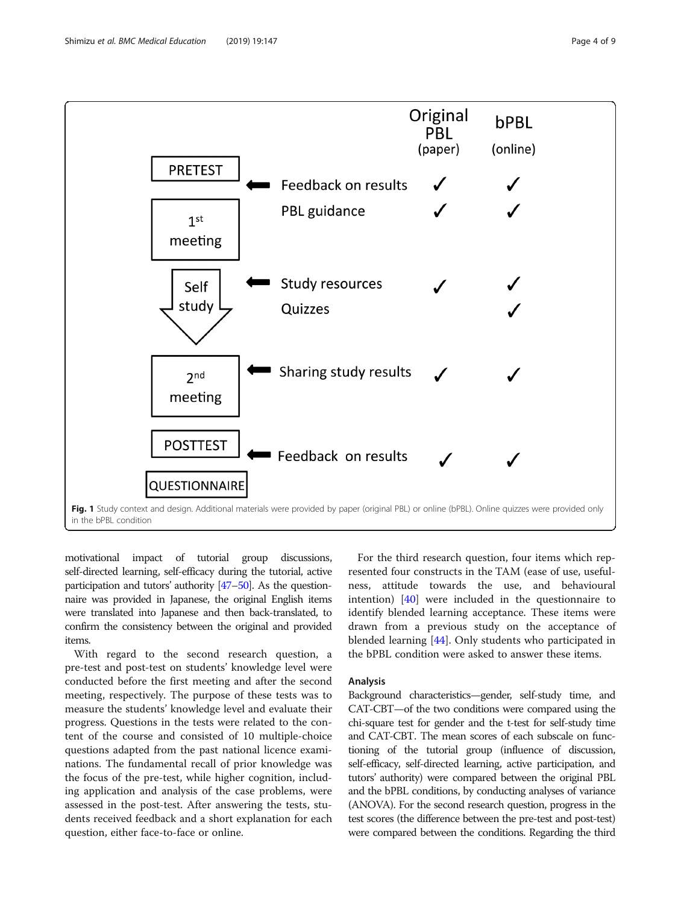| | | Original PBL (paper) | bPBL (online) |
|---|---|---|---|
| PRETEST | Feedback on results | ✓ | ✓ |
| 1st meeting | PBL guidance | ✓ | ✓ |
| Self study | Study resources | ✓ | ✓ |
| | Quizzes | | ✓ |
| 2nd meeting | Sharing study results | ✓ | ✓ |
| POSTTEST | Feedback on results | ✓ | ✓ |
| QUESTIONNAIRE | | | |

**Fig. 1** Study context and design. Additional materials were provided by paper (original PBL) or online (bPBL). Online quizzes were provided only in the bPBL condition

motivational impact of tutorial group discussions, self-directed learning, self-efficacy during the tutorial, active participation and tutors' authority [47–50]. As the questionnaire was provided in Japanese, the original English items were translated into Japanese and then back-translated, to confirm the consistency between the original and provided items.

With regard to the second research question, a pre-test and post-test on students' knowledge level were conducted before the first meeting and after the second meeting, respectively. The purpose of these tests was to measure the students' knowledge level and evaluate their progress. Questions in the tests were related to the content of the course and consisted of 10 multiple-choice questions adapted from the past national licence examinations. The fundamental recall of prior knowledge was the focus of the pre-test, while higher cognition, including application and analysis of the case problems, were assessed in the post-test. After answering the tests, students received feedback and a short explanation for each question, either face-to-face or online.

For the third research question, four items which represented four constructs in the TAM (ease of use, usefulness, attitude towards the use, and behavioural intention) [40] were included in the questionnaire to identify blended learning acceptance. These items were drawn from a previous study on the acceptance of blended learning [44]. Only students who participated in the bPBL condition were asked to answer these items.

## Analysis

Background characteristics—gender, self-study time, and CAT-CBT—of the two conditions were compared using the chi-square test for gender and the t-test for self-study time and CAT-CBT. The mean scores of each subscale on functioning of the tutorial group (influence of discussion, self-efficacy, self-directed learning, active participation, and tutors' authority) were compared between the original PBL and the bPBL conditions, by conducting analyses of variance (ANOVA). For the second research question, progress in the test scores (the difference between the pre-test and post-test) were compared between the conditions. Regarding the third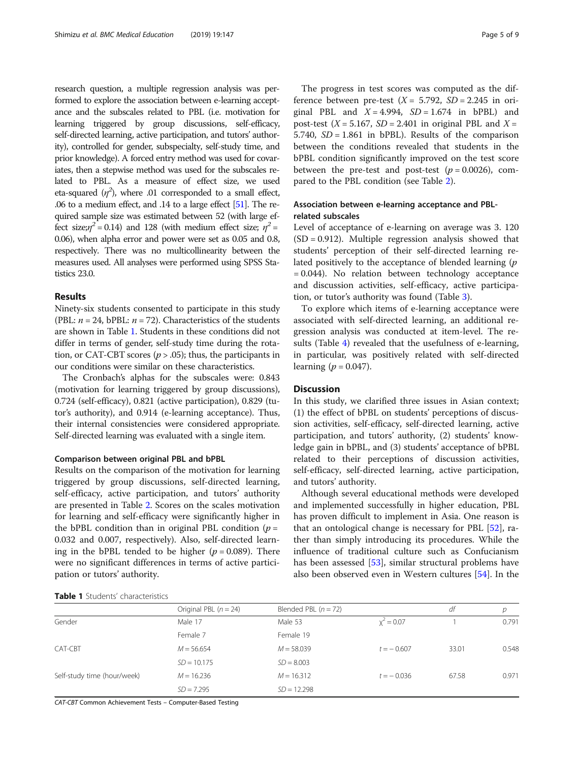research question, a multiple regression analysis was performed to explore the association between e-learning acceptance and the subscales related to PBL (i.e. motivation for learning triggered by group discussions, self-efficacy, self-directed learning, active participation, and tutors' authority), controlled for gender, subspecialty, self-study time, and prior knowledge). A forced entry method was used for covariates, then a stepwise method was used for the subscales related to PBL. As a measure of effect size, we used eta-squared ($\eta^2$), where .01 corresponded to a small effect, .06 to a medium effect, and .14 to a large effect [51]. The required sample size was estimated between 52 (with large effect size;$\eta^2 = 0.14$) and 128 (with medium effect size; $\eta^2 = 0.06$), when alpha error and power were set as 0.05 and 0.8, respectively. There was no multicollinearity between the measures used. All analyses were performed using SPSS Statistics 23.0.

## Results

Ninety-six students consented to participate in this study (PBL: $n = 24$, bPBL: $n = 72$). Characteristics of the students are shown in Table 1. Students in these conditions did not differ in terms of gender, self-study time during the rotation, or CAT-CBT scores ($p > .05$); thus, the participants in our conditions were similar on these characteristics.

The Cronbach's alphas for the subscales were: 0.843 (motivation for learning triggered by group discussions), 0.724 (self-efficacy), 0.821 (active participation), 0.829 (tutor's authority), and 0.914 (e-learning acceptance). Thus, their internal consistencies were considered appropriate. Self-directed learning was evaluated with a single item.

### Comparison between original PBL and bPBL

Results on the comparison of the motivation for learning triggered by group discussions, self-directed learning, self-efficacy, active participation, and tutors' authority are presented in Table 2. Scores on the scales motivation for learning and self-efficacy were significantly higher in the bPBL condition than in original PBL condition ($p = 0.032$ and 0.007, respectively). Also, self-directed learning in the bPBL tended to be higher ($p = 0.089$). There were no significant differences in terms of active participation or tutors' authority.

The progress in test scores was computed as the difference between pre-test ($X = 5.792$, $SD = 2.245$ in original PBL and $X = 4.994$, $SD = 1.674$ in bPBL) and post-test ($X = 5.167$, $SD = 2.401$ in original PBL and $X = 5.740$, $SD = 1.861$ in bPBL). Results of the comparison between the conditions revealed that students in the bPBL condition significantly improved on the test score between the pre-test and post-test ($p = 0.0026$), compared to the PBL condition (see Table 2).

### Association between e-learning acceptance and PBL-related subscales

Level of acceptance of e-learning on average was 3. 120 (SD = 0.912). Multiple regression analysis showed that students' perception of their self-directed learning related positively to the acceptance of blended learning ($p = 0.044$). No relation between technology acceptance and discussion activities, self-efficacy, active participation, or tutor's authority was found (Table 3).

To explore which items of e-learning acceptance were associated with self-directed learning, an additional regression analysis was conducted at item-level. The results (Table 4) revealed that the usefulness of e-learning, in particular, was positively related with self-directed learning ($p = 0.047$).

## Discussion

In this study, we clarified three issues in Asian context; (1) the effect of bPBL on students' perceptions of discussion activities, self-efficacy, self-directed learning, active participation, and tutors' authority, (2) students' knowledge gain in bPBL, and (3) students' acceptance of bPBL related to their perceptions of discussion activities, self-efficacy, self-directed learning, active participation, and tutors' authority.

Although several educational methods were developed and implemented successfully in higher education, PBL has proven difficult to implement in Asia. One reason is that an ontological change is necessary for PBL [52], rather than simply introducing its procedures. While the influence of traditional culture such as Confucianism has been assessed [53], similar structural problems have also been observed even in Western cultures [54]. In the

**Table 1** Students' characteristics

| | Original PBL ($n = 24$) | Blended PBL ($n = 72$) | | *df* | *p* |
|---|---|---|---|---|---|
| Gender | Male 17 | Male 53 | $\chi^2 = 0.07$ | 1 | 0.791 |
| | Female 7 | Female 19 | | | |
| CAT-CBT | $M = 56.654$ | $M = 58.039$ | $t = -0.607$ | 33.01 | 0.548 |
| | $SD = 10.175$ | $SD = 8.003$ | | | |
| Self-study time (hour/week) | $M = 16.236$ | $M = 16.312$ | $t = -0.036$ | 67.58 | 0.971 |
| | $SD = 7.295$ | $SD = 12.298$ | | | |

*CAT-CBT* Common Achievement Tests – Computer-Based Testing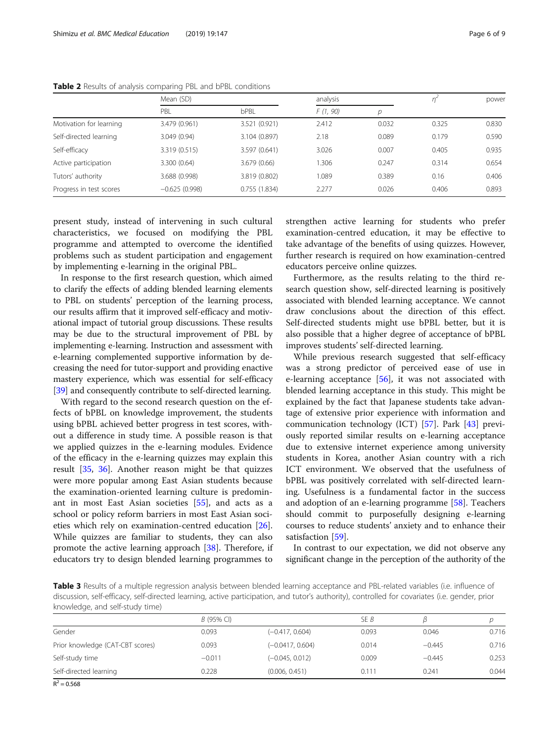**Table 2** Results of analysis comparing PBL and bPBL conditions

| | Mean (SD) | | analysis | | $\eta^2$ | power |
|---|---|---|---|---|---|---|
| | PBL | bPBL | $F$ (1, 90) | $p$ | | |
| Motivation for learning | 3.479 (0.961) | 3.521 (0.921) | 2.412 | 0.032 | 0.325 | 0.830 |
| Self-directed learning | 3.049 (0.94) | 3.104 (0.897) | 2.18 | 0.089 | 0.179 | 0.590 |
| Self-efficacy | 3.319 (0.515) | 3.597 (0.641) | 3.026 | 0.007 | 0.405 | 0.935 |
| Active participation | 3.300 (0.64) | 3.679 (0.66) | 1.306 | 0.247 | 0.314 | 0.654 |
| Tutors' authority | 3.688 (0.998) | 3.819 (0.802) | 1.089 | 0.389 | 0.16 | 0.406 |
| Progress in test scores | −0.625 (0.998) | 0.755 (1.834) | 2.277 | 0.026 | 0.406 | 0.893 |

present study, instead of intervening in such cultural characteristics, we focused on modifying the PBL programme and attempted to overcome the identified problems such as student participation and engagement by implementing e-learning in the original PBL.

In response to the first research question, which aimed to clarify the effects of adding blended learning elements to PBL on students' perception of the learning process, our results affirm that it improved self-efficacy and motivational impact of tutorial group discussions. These results may be due to the structural improvement of PBL by implementing e-learning. Instruction and assessment with e-learning complemented supportive information by decreasing the need for tutor-support and providing enactive mastery experience, which was essential for self-efficacy [39] and consequently contribute to self-directed learning.

With regard to the second research question on the effects of bPBL on knowledge improvement, the students using bPBL achieved better progress in test scores, without a difference in study time. A possible reason is that we applied quizzes in the e-learning modules. Evidence of the efficacy in the e-learning quizzes may explain this result [35, 36]. Another reason might be that quizzes were more popular among East Asian students because the examination-oriented learning culture is predominant in most East Asian societies [55], and acts as a school or policy reform barriers in most East Asian societies which rely on examination-centred education [26]. While quizzes are familiar to students, they can also promote the active learning approach [38]. Therefore, if educators try to design blended learning programmes to strengthen active learning for students who prefer examination-centred education, it may be effective to take advantage of the benefits of using quizzes. However, further research is required on how examination-centred educators perceive online quizzes.

Furthermore, as the results relating to the third research question show, self-directed learning is positively associated with blended learning acceptance. We cannot draw conclusions about the direction of this effect. Self-directed students might use bPBL better, but it is also possible that a higher degree of acceptance of bPBL improves students' self-directed learning.

While previous research suggested that self-efficacy was a strong predictor of perceived ease of use in e-learning acceptance [56], it was not associated with blended learning acceptance in this study. This might be explained by the fact that Japanese students take advantage of extensive prior experience with information and communication technology (ICT) [57]. Park [43] previously reported similar results on e-learning acceptance due to extensive internet experience among university students in Korea, another Asian country with a rich ICT environment. We observed that the usefulness of bPBL was positively correlated with self-directed learning. Usefulness is a fundamental factor in the success and adoption of an e-learning programme [58]. Teachers should commit to purposefully designing e-learning courses to reduce students' anxiety and to enhance their satisfaction [59].

In contrast to our expectation, we did not observe any significant change in the perception of the authority of the

**Table 3** Results of a multiple regression analysis between blended learning acceptance and PBL-related variables (i.e. influence of discussion, self-efficacy, self-directed learning, active participation, and tutor's authority), controlled for covariates (i.e. gender, prior knowledge, and self-study time)

| | $B$ (95% CI) | | SE $B$ | $\beta$ | $p$ |
|---|---|---|---|---|---|
| Gender | 0.093 | (−0.417, 0.604) | 0.093 | 0.046 | 0.716 |
| Prior knowledge (CAT-CBT scores) | 0.093 | (−0.0417, 0.604) | 0.014 | −0.445 | 0.716 |
| Self-study time | −0.011 | (−0.045, 0.012) | 0.009 | −0.445 | 0.253 |
| Self-directed learning | 0.228 | (0.006, 0.451) | 0.111 | 0.241 | 0.044 |

$R^2 = 0.568$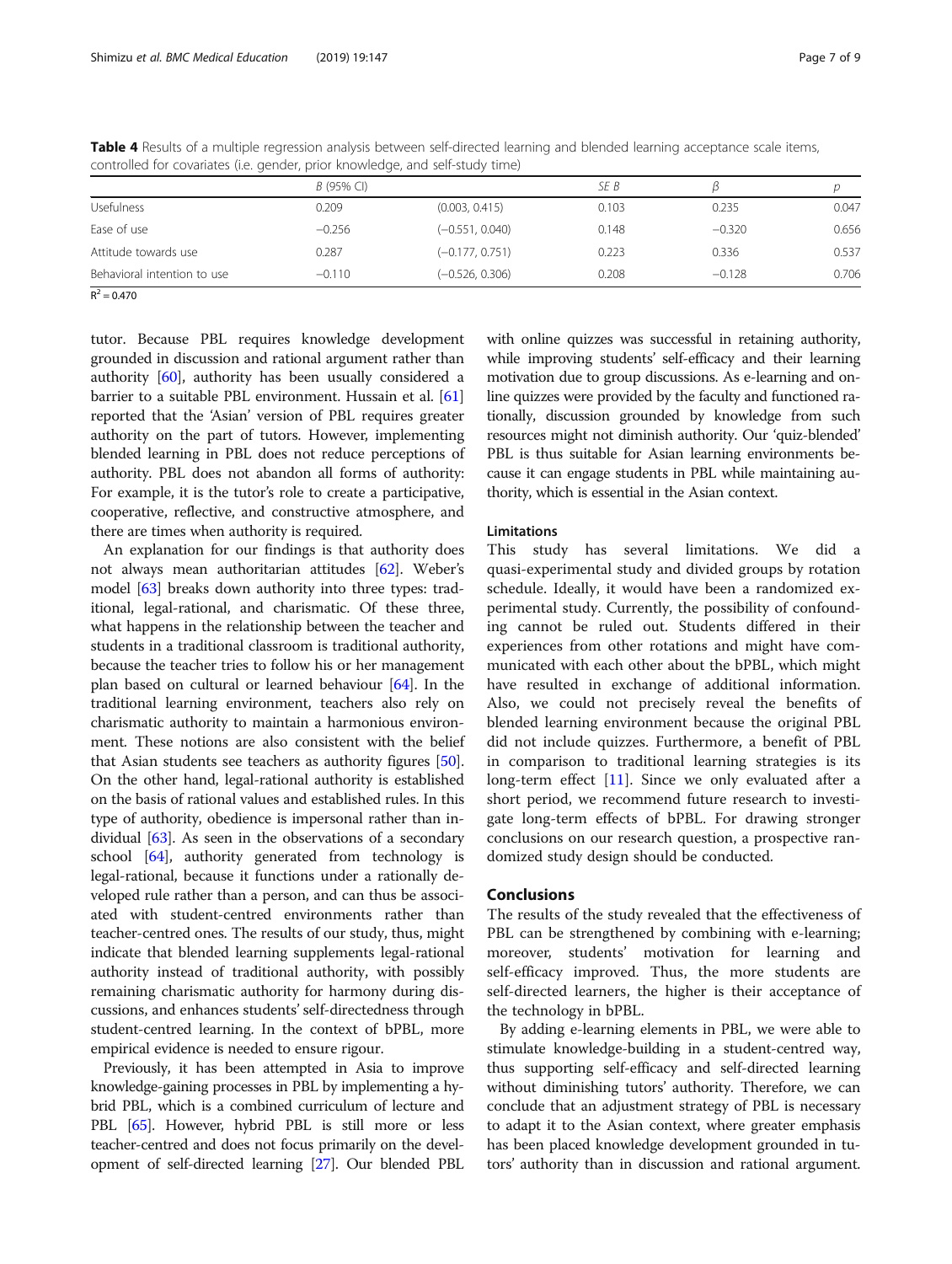**Table 4** Results of a multiple regression analysis between self-directed learning and blended learning acceptance scale items, controlled for covariates (i.e. gender, prior knowledge, and self-study time)

| | *B* (95% CI) | | *SE B* | *β* | *p* |
|---|---|---|---|---|---|
| Usefulness | 0.209 | (0.003, 0.415) | 0.103 | 0.235 | 0.047 |
| Ease of use | −0.256 | (−0.551, 0.040) | 0.148 | −0.320 | 0.656 |
| Attitude towards use | 0.287 | (−0.177, 0.751) | 0.223 | 0.336 | 0.537 |
| Behavioral intention to use | −0.110 | (−0.526, 0.306) | 0.208 | −0.128 | 0.706 |

$R^2 = 0.470$

tutor. Because PBL requires knowledge development grounded in discussion and rational argument rather than authority [60], authority has been usually considered a barrier to a suitable PBL environment. Hussain et al. [61] reported that the 'Asian' version of PBL requires greater authority on the part of tutors. However, implementing blended learning in PBL does not reduce perceptions of authority. PBL does not abandon all forms of authority: For example, it is the tutor's role to create a participative, cooperative, reflective, and constructive atmosphere, and there are times when authority is required.

An explanation for our findings is that authority does not always mean authoritarian attitudes [62]. Weber's model [63] breaks down authority into three types: traditional, legal-rational, and charismatic. Of these three, what happens in the relationship between the teacher and students in a traditional classroom is traditional authority, because the teacher tries to follow his or her management plan based on cultural or learned behaviour [64]. In the traditional learning environment, teachers also rely on charismatic authority to maintain a harmonious environment. These notions are also consistent with the belief that Asian students see teachers as authority figures [50]. On the other hand, legal-rational authority is established on the basis of rational values and established rules. In this type of authority, obedience is impersonal rather than individual [63]. As seen in the observations of a secondary school [64], authority generated from technology is legal-rational, because it functions under a rationally developed rule rather than a person, and can thus be associated with student-centred environments rather than teacher-centred ones. The results of our study, thus, might indicate that blended learning supplements legal-rational authority instead of traditional authority, with possibly remaining charismatic authority for harmony during discussions, and enhances students' self-directedness through student-centred learning. In the context of bPBL, more empirical evidence is needed to ensure rigour.

Previously, it has been attempted in Asia to improve knowledge-gaining processes in PBL by implementing a hybrid PBL, which is a combined curriculum of lecture and PBL [65]. However, hybrid PBL is still more or less teacher-centred and does not focus primarily on the development of self-directed learning [27]. Our blended PBL with online quizzes was successful in retaining authority, while improving students' self-efficacy and their learning motivation due to group discussions. As e-learning and online quizzes were provided by the faculty and functioned rationally, discussion grounded by knowledge from such resources might not diminish authority. Our 'quiz-blended' PBL is thus suitable for Asian learning environments because it can engage students in PBL while maintaining authority, which is essential in the Asian context.

### Limitations

This study has several limitations. We did a quasi-experimental study and divided groups by rotation schedule. Ideally, it would have been a randomized experimental study. Currently, the possibility of confounding cannot be ruled out. Students differed in their experiences from other rotations and might have communicated with each other about the bPBL, which might have resulted in exchange of additional information. Also, we could not precisely reveal the benefits of blended learning environment because the original PBL did not include quizzes. Furthermore, a benefit of PBL in comparison to traditional learning strategies is its long-term effect [11]. Since we only evaluated after a short period, we recommend future research to investigate long-term effects of bPBL. For drawing stronger conclusions on our research question, a prospective randomized study design should be conducted.

## Conclusions

The results of the study revealed that the effectiveness of PBL can be strengthened by combining with e-learning; moreover, students' motivation for learning and self-efficacy improved. Thus, the more students are self-directed learners, the higher is their acceptance of the technology in bPBL.

By adding e-learning elements in PBL, we were able to stimulate knowledge-building in a student-centred way, thus supporting self-efficacy and self-directed learning without diminishing tutors' authority. Therefore, we can conclude that an adjustment strategy of PBL is necessary to adapt it to the Asian context, where greater emphasis has been placed knowledge development grounded in tutors' authority than in discussion and rational argument.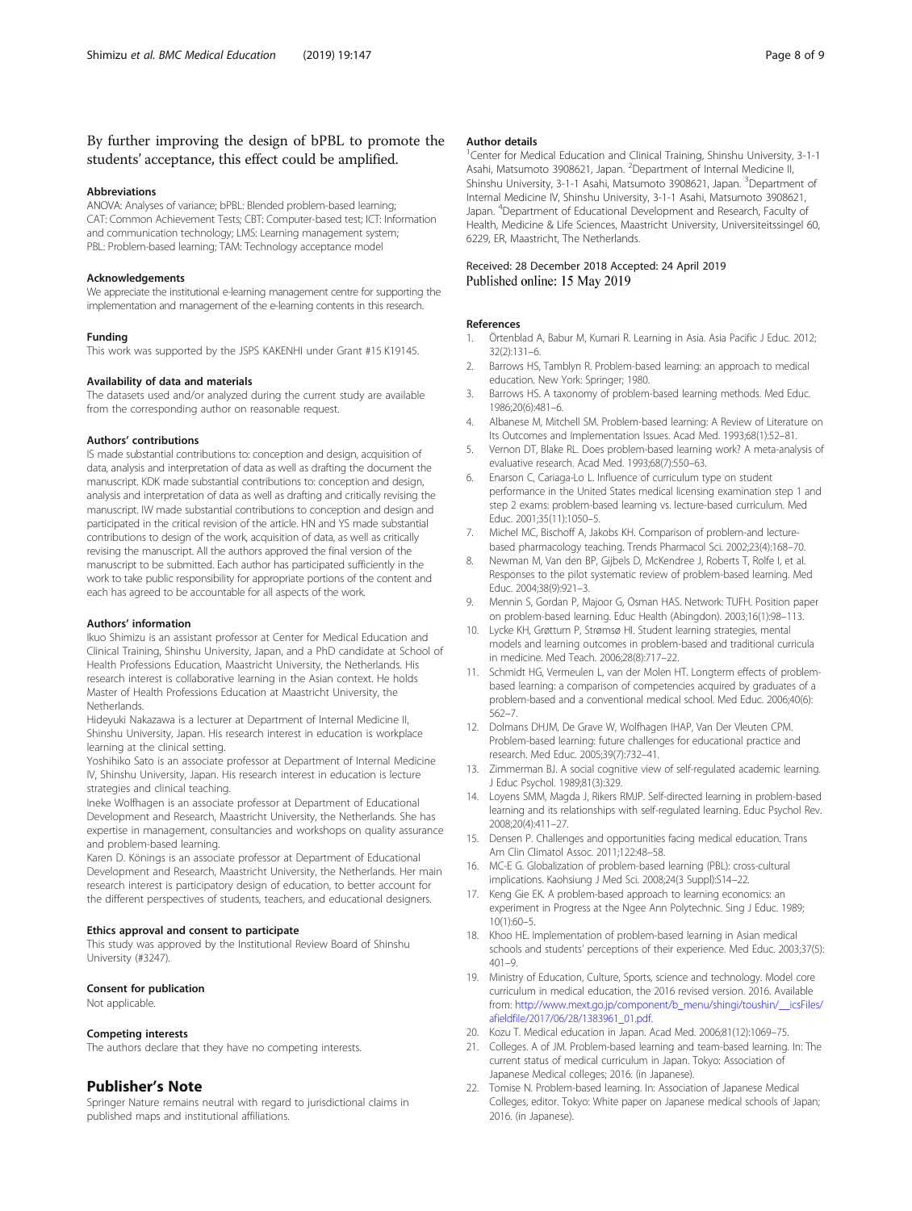By further improving the design of bPBL to promote the students' acceptance, this effect could be amplified.

### Abbreviations

ANOVA: Analyses of variance; bPBL: Blended problem-based learning; CAT: Common Achievement Tests; CBT: Computer-based test; ICT: Information and communication technology; LMS: Learning management system; PBL: Problem-based learning; TAM: Technology acceptance model

### Acknowledgements

We appreciate the institutional e-learning management centre for supporting the implementation and management of the e-learning contents in this research.

### Funding

This work was supported by the JSPS KAKENHI under Grant #15 K19145.

### Availability of data and materials

The datasets used and/or analyzed during the current study are available from the corresponding author on reasonable request.

### Authors' contributions

IS made substantial contributions to: conception and design, acquisition of data, analysis and interpretation of data as well as drafting the document the manuscript. KDK made substantial contributions to: conception and design, analysis and interpretation of data as well as drafting and critically revising the manuscript. IW made substantial contributions to conception and design and participated in the critical revision of the article. HN and YS made substantial contributions to design of the work, acquisition of data, as well as critically revising the manuscript. All the authors approved the final version of the manuscript to be submitted. Each author has participated sufficiently in the work to take public responsibility for appropriate portions of the content and each has agreed to be accountable for all aspects of the work.

### Authors' information

Ikuo Shimizu is an assistant professor at Center for Medical Education and Clinical Training, Shinshu University, Japan, and a PhD candidate at School of Health Professions Education, Maastricht University, the Netherlands. His research interest is collaborative learning in the Asian context. He holds Master of Health Professions Education at Maastricht University, the Netherlands.

Hideyuki Nakazawa is a lecturer at Department of Internal Medicine II, Shinshu University, Japan. His research interest in education is workplace learning at the clinical setting.

Yoshihiko Sato is an associate professor at Department of Internal Medicine IV, Shinshu University, Japan. His research interest in education is lecture strategies and clinical teaching.

Ineke Wolfhagen is an associate professor at Department of Educational Development and Research, Maastricht University, the Netherlands. She has expertise in management, consultancies and workshops on quality assurance and problem-based learning.

Karen D. Könings is an associate professor at Department of Educational Development and Research, Maastricht University, the Netherlands. Her main research interest is participatory design of education, to better account for the different perspectives of students, teachers, and educational designers.

### Ethics approval and consent to participate

This study was approved by the Institutional Review Board of Shinshu University (#3247).

### Consent for publication

Not applicable.

### Competing interests

The authors declare that they have no competing interests.

## Publisher's Note

Springer Nature remains neutral with regard to jurisdictional claims in published maps and institutional affiliations.

### Author details

[1]Center for Medical Education and Clinical Training, Shinshu University, 3-1-1 Asahi, Matsumoto 3908621, Japan. [2]Department of Internal Medicine II, Shinshu University, 3-1-1 Asahi, Matsumoto 3908621, Japan. [3]Department of Internal Medicine IV, Shinshu University, 3-1-1 Asahi, Matsumoto 3908621, Japan. [4]Department of Educational Development and Research, Faculty of Health, Medicine & Life Sciences, Maastricht University, Universiteitssingel 60, 6229, ER, Maastricht, The Netherlands.

Received: 28 December 2018 Accepted: 24 April 2019
Published online: 15 May 2019

### References

1. Örtenblad A, Babur M, Kumari R. Learning in Asia. Asia Pacific J Educ. 2012; 32(2):131–6.
2. Barrows HS, Tamblyn R. Problem-based learning: an approach to medical education. New York: Springer; 1980.
3. Barrows HS. A taxonomy of problem-based learning methods. Med Educ. 1986;20(6):481–6.
4. Albanese M, Mitchell SM. Problem-based learning: A Review of Literature on Its Outcomes and Implementation Issues. Acad Med. 1993;68(1):52–81.
5. Vernon DT, Blake RL. Does problem-based learning work? A meta-analysis of evaluative research. Acad Med. 1993;68(7):550–63.
6. Enarson C, Cariaga-Lo L. Influence of curriculum type on student performance in the United States medical licensing examination step 1 and step 2 exams: problem-based learning vs. lecture-based curriculum. Med Educ. 2001;35(11):1050–5.
7. Michel MC, Bischoff A, Jakobs KH. Comparison of problem-and lecture-based pharmacology teaching. Trends Pharmacol Sci. 2002;23(4):168–70.
8. Newman M, Van den BP, Gijbels D, McKendree J, Roberts T, Rolfe I, et al. Responses to the pilot systematic review of problem-based learning. Med Educ. 2004;38(9):921–3.
9. Mennin S, Gordan P, Majoor G, Osman HAS. Network: TUFH. Position paper on problem-based learning. Educ Health (Abingdon). 2003;16(1):98–113.
10. Lycke KH, Grøttum P, Strømsø HI. Student learning strategies, mental models and learning outcomes in problem-based and traditional curricula in medicine. Med Teach. 2006;28(8):717–22.
11. Schmidt HG, Vermeulen L, van der Molen HT. Longterm effects of problem-based learning: a comparison of competencies acquired by graduates of a problem-based and a conventional medical school. Med Educ. 2006;40(6): 562–7.
12. Dolmans DHJM, De Grave W, Wolfhagen IHAP, Van Der Vleuten CPM. Problem-based learning: future challenges for educational practice and research. Med Educ. 2005;39(7):732–41.
13. Zimmerman BJ. A social cognitive view of self-regulated academic learning. J Educ Psychol. 1989;81(3):329.
14. Loyens SMM, Magda J, Rikers RMJP. Self-directed learning in problem-based learning and its relationships with self-regulated learning. Educ Psychol Rev. 2008;20(4):411–27.
15. Densen P. Challenges and opportunities facing medical education. Trans Am Clin Climatol Assoc. 2011;122:48–58.
16. MC-E G. Globalization of problem-based learning (PBL): cross-cultural implications. Kaohsiung J Med Sci. 2008;24(3 Suppl):S14–22.
17. Keng Gie EK. A problem-based approach to learning economics: an experiment in Progress at the Ngee Ann Polytechnic. Sing J Educ. 1989; 10(1):60–5.
18. Khoo HE. Implementation of problem-based learning in Asian medical schools and students' perceptions of their experience. Med Educ. 2003;37(5): 401–9.
19. Ministry of Education, Culture, Sports, science and technology. Model core curriculum in medical education, the 2016 revised version. 2016. Available from: http://www.mext.go.jp/component/b_menu/shingi/toushin/__icsFiles/afieldfile/2017/06/28/1383961_01.pdf.
20. Kozu T. Medical education in Japan. Acad Med. 2006;81(12):1069–75.
21. Colleges. A of JM. Problem-based learning and team-based learning. In: The current status of medical curriculum in Japan. Tokyo: Association of Japanese Medical colleges; 2016. (in Japanese).
22. Tomise N. Problem-based learning. In: Association of Japanese Medical Colleges, editor. Tokyo: White paper on Japanese medical schools of Japan; 2016. (in Japanese).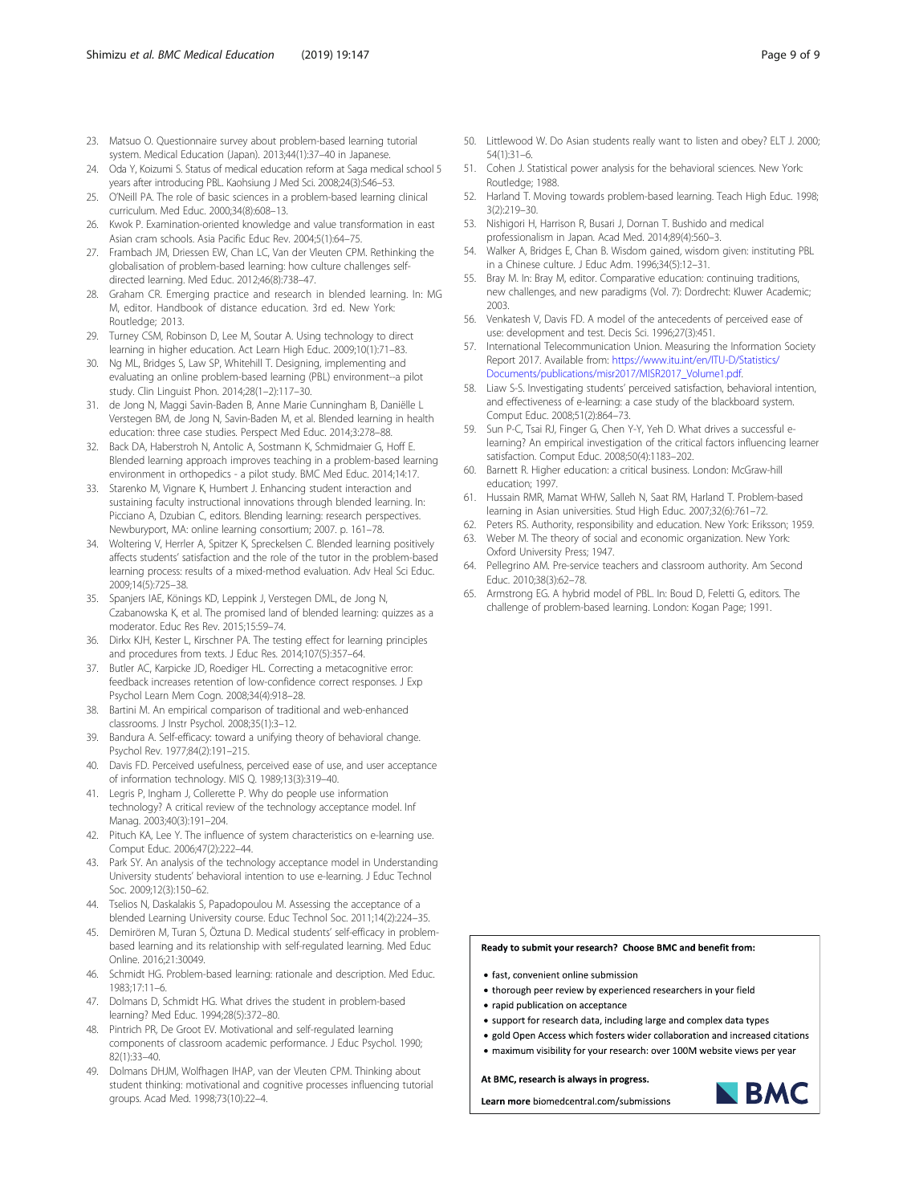23. Matsuo O. Questionnaire survey about problem-based learning tutorial system. Medical Education (Japan). 2013;44(1):37–40 in Japanese.
24. Oda Y, Koizumi S. Status of medical education reform at Saga medical school 5 years after introducing PBL. Kaohsiung J Med Sci. 2008;24(3):S46–53.
25. O'Neill PA. The role of basic sciences in a problem-based learning clinical curriculum. Med Educ. 2000;34(8):608–13.
26. Kwok P. Examination-oriented knowledge and value transformation in east Asian cram schools. Asia Pacific Educ Rev. 2004;5(1):64–75.
27. Frambach JM, Driessen EW, Chan LC, Van der Vleuten CPM. Rethinking the globalisation of problem-based learning: how culture challenges self-directed learning. Med Educ. 2012;46(8):738–47.
28. Graham CR. Emerging practice and research in blended learning. In: MG M, editor. Handbook of distance education. 3rd ed. New York: Routledge; 2013.
29. Turney CSM, Robinson D, Lee M, Soutar A. Using technology to direct learning in higher education. Act Learn High Educ. 2009;10(1):71–83.
30. Ng ML, Bridges S, Law SP, Whitehill T. Designing, implementing and evaluating an online problem-based learning (PBL) environment--a pilot study. Clin Linguist Phon. 2014;28(1–2):117–30.
31. de Jong N, Maggi Savin-Baden B, Anne Marie Cunningham B, Daniëlle L Verstegen BM, de Jong N, Savin-Baden M, et al. Blended learning in health education: three case studies. Perspect Med Educ. 2014;3:278–88.
32. Back DA, Haberstroh N, Antolic A, Sostmann K, Schmidmaier G, Hoff E. Blended learning approach improves teaching in a problem-based learning environment in orthopedics - a pilot study. BMC Med Educ. 2014;14:17.
33. Starenko M, Vignare K, Humbert J. Enhancing student interaction and sustaining faculty instructional innovations through blended learning. In: Picciano A, Dzubian C, editors. Blending learning: research perspectives. Newburyport, MA: online learning consortium; 2007. p. 161–78.
34. Woltering V, Herrler A, Spitzer K, Spreckelsen C. Blended learning positively affects students' satisfaction and the role of the tutor in the problem-based learning process: results of a mixed-method evaluation. Adv Heal Sci Educ. 2009;14(5):725–38.
35. Spanjers IAE, Könings KD, Leppink J, Verstegen DML, de Jong N, Czabanowska K, et al. The promised land of blended learning: quizzes as a moderator. Educ Res Rev. 2015;15:59–74.
36. Dirkx KJH, Kester L, Kirschner PA. The testing effect for learning principles and procedures from texts. J Educ Res. 2014;107(5):357–64.
37. Butler AC, Karpicke JD, Roediger HL. Correcting a metacognitive error: feedback increases retention of low-confidence correct responses. J Exp Psychol Learn Mem Cogn. 2008;34(4):918–28.
38. Bartini M. An empirical comparison of traditional and web-enhanced classrooms. J Instr Psychol. 2008;35(1):3–12.
39. Bandura A. Self-efficacy: toward a unifying theory of behavioral change. Psychol Rev. 1977;84(2):191–215.
40. Davis FD. Perceived usefulness, perceived ease of use, and user acceptance of information technology. MIS Q. 1989;13(3):319–40.
41. Legris P, Ingham J, Collerette P. Why do people use information technology? A critical review of the technology acceptance model. Inf Manag. 2003;40(3):191–204.
42. Pituch KA, Lee Y. The influence of system characteristics on e-learning use. Comput Educ. 2006;47(2):222–44.
43. Park SY. An analysis of the technology acceptance model in Understanding University students' behavioral intention to use e-learning. J Educ Technol Soc. 2009;12(3):150–62.
44. Tselios N, Daskalakis S, Papadopoulou M. Assessing the acceptance of a blended Learning University course. Educ Technol Soc. 2011;14(2):224–35.
45. Demirören M, Turan S, Öztuna D. Medical students' self-efficacy in problem-based learning and its relationship with self-regulated learning. Med Educ Online. 2016;21:30049.
46. Schmidt HG. Problem-based learning: rationale and description. Med Educ. 1983;17:11–6.
47. Dolmans D, Schmidt HG. What drives the student in problem-based learning? Med Educ. 1994;28(5):372–80.
48. Pintrich PR, De Groot EV. Motivational and self-regulated learning components of classroom academic performance. J Educ Psychol. 1990;82(1):33–40.
49. Dolmans DHJM, Wolfhagen IHAP, van der Vleuten CPM. Thinking about student thinking: motivational and cognitive processes influencing tutorial groups. Acad Med. 1998;73(10):22–4.
50. Littlewood W. Do Asian students really want to listen and obey? ELT J. 2000;54(1):31–6.
51. Cohen J. Statistical power analysis for the behavioral sciences. New York: Routledge; 1988.
52. Harland T. Moving towards problem-based learning. Teach High Educ. 1998;3(2):219–30.
53. Nishigori H, Harrison R, Busari J, Dornan T. Bushido and medical professionalism in Japan. Acad Med. 2014;89(4):560–3.
54. Walker A, Bridges E, Chan B. Wisdom gained, wisdom given: instituting PBL in a Chinese culture. J Educ Adm. 1996;34(5):12–31.
55. Bray M. In: Bray M, editor. Comparative education: continuing traditions, new challenges, and new paradigms (Vol. 7): Dordrecht: Kluwer Academic; 2003.
56. Venkatesh V, Davis FD. A model of the antecedents of perceived ease of use: development and test. Decis Sci. 1996;27(3):451.
57. International Telecommunication Union. Measuring the Information Society Report 2017. Available from: https://www.itu.int/en/ITU-D/Statistics/Documents/publications/misr2017/MISR2017_Volume1.pdf.
58. Liaw S-S. Investigating students' perceived satisfaction, behavioral intention, and effectiveness of e-learning: a case study of the blackboard system. Comput Educ. 2008;51(2):864–73.
59. Sun P-C, Tsai RJ, Finger G, Chen Y-Y, Yeh D. What drives a successful e-learning? An empirical investigation of the critical factors influencing learner satisfaction. Comput Educ. 2008;50(4):1183–202.
60. Barnett R. Higher education: a critical business. London: McGraw-hill education; 1997.
61. Hussain RMR, Mamat WHW, Salleh N, Saat RM, Harland T. Problem-based learning in Asian universities. Stud High Educ. 2007;32(6):761–72.
62. Peters RS. Authority, responsibility and education. New York: Eriksson; 1959.
63. Weber M. The theory of social and economic organization. New York: Oxford University Press; 1947.
64. Pellegrino AM. Pre-service teachers and classroom authority. Am Second Educ. 2010;38(3):62–78.
65. Armstrong EG. A hybrid model of PBL. In: Boud D, Feletti G, editors. The challenge of problem-based learning. London: Kogan Page; 1991.

**Ready to submit your research? Choose BMC and benefit from:**

- fast, convenient online submission
- thorough peer review by experienced researchers in your field
- rapid publication on acceptance
- support for research data, including large and complex data types
- gold Open Access which fosters wider collaboration and increased citations
- maximum visibility for your research: over 100M website views per year

**At BMC, research is always in progress.**

**Learn more** biomedcentral.com/submissions

BMC